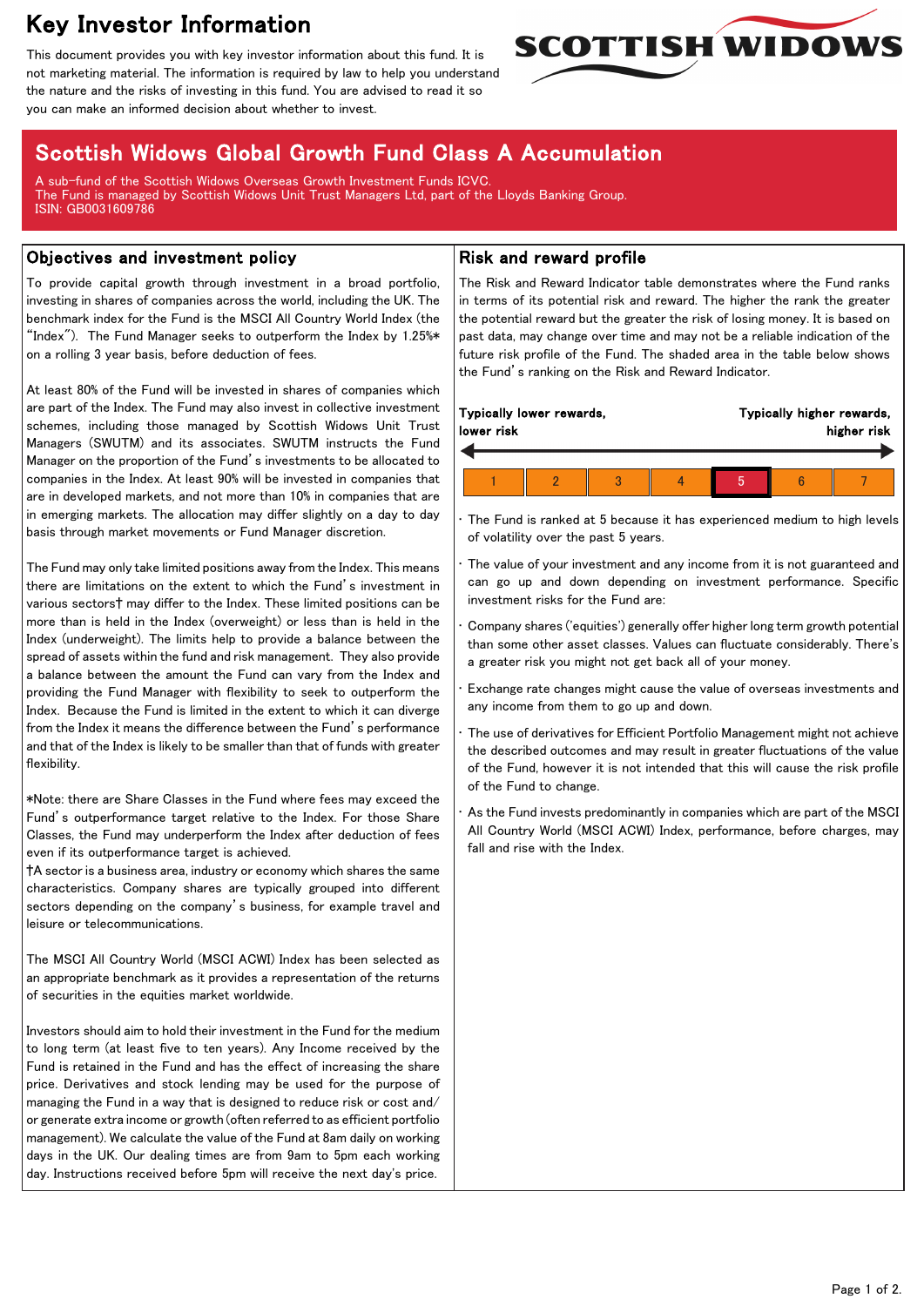# Key Investor Information

This document provides you with key investor information about this fund. It is not marketing material. The information is required by law to help you understand the nature and the risks of investing in this fund. You are advised to read it so you can make an informed decision about whether to invest.

## Scottish Widows Global Growth Fund Class A Accumulation

A sub-fund of the Scottish Widows Overseas Growth Investment Funds ICVC.
The Fund is managed by Scottish Widows Unit Trust Managers Ltd, part of the Lloyds Banking Group.
ISIN: GB0031609786

### Objectives and investment policy

To provide capital growth through investment in a broad portfolio, investing in shares of companies across the world, including the UK. The benchmark index for the Fund is the MSCI All Country World Index (the "Index"). The Fund Manager seeks to outperform the Index by 1.25%* on a rolling 3 year basis, before deduction of fees.

At least 80% of the Fund will be invested in shares of companies which are part of the Index. The Fund may also invest in collective investment schemes, including those managed by Scottish Widows Unit Trust Managers (SWUTM) and its associates. SWUTM instructs the Fund Manager on the proportion of the Fund's investments to be allocated to companies in the Index. At least 90% will be invested in companies that are in developed markets, and not more than 10% in companies that are in emerging markets. The allocation may differ slightly on a day to day basis through market movements or Fund Manager discretion.

The Fund may only take limited positions away from the Index. This means there are limitations on the extent to which the Fund's investment in various sectors† may differ to the Index. These limited positions can be more than is held in the Index (overweight) or less than is held in the Index (underweight). The limits help to provide a balance between the spread of assets within the fund and risk management. They also provide a balance between the amount the Fund can vary from the Index and providing the Fund Manager with flexibility to seek to outperform the Index. Because the Fund is limited in the extent to which it can diverge from the Index it means the difference between the Fund's performance and that of the Index is likely to be smaller than that of funds with greater flexibility.

*Note: there are Share Classes in the Fund where fees may exceed the Fund's outperformance target relative to the Index. For those Share Classes, the Fund may underperform the Index after deduction of fees even if its outperformance target is achieved.
†A sector is a business area, industry or economy which shares the same characteristics. Company shares are typically grouped into different sectors depending on the company's business, for example travel and leisure or telecommunications.

The MSCI All Country World (MSCI ACWI) Index has been selected as an appropriate benchmark as it provides a representation of the returns of securities in the equities market worldwide.

Investors should aim to hold their investment in the Fund for the medium to long term (at least five to ten years). Any Income received by the Fund is retained in the Fund and has the effect of increasing the share price. Derivatives and stock lending may be used for the purpose of managing the Fund in a way that is designed to reduce risk or cost and/or generate extra income or growth (often referred to as efficient portfolio management). We calculate the value of the Fund at 8am daily on working days in the UK. Our dealing times are from 9am to 5pm each working day. Instructions received before 5pm will receive the next day's price.

### Risk and reward profile

The Risk and Reward Indicator table demonstrates where the Fund ranks in terms of its potential risk and reward. The higher the rank the greater the potential reward but the greater the risk of losing money. It is based on past data, may change over time and may not be a reliable indication of the future risk profile of the Fund. The shaded area in the table below shows the Fund's ranking on the Risk and Reward Indicator.

**Typically lower rewards, lower risk** ← → **Typically higher rewards, higher risk**

| 1 | 2 | 3 | 4 | **5** | 6 | 7 |
|---|---|---|---|---|---|---|

- The Fund is ranked at 5 because it has experienced medium to high levels of volatility over the past 5 years.
- The value of your investment and any income from it is not guaranteed and can go up and down depending on investment performance. Specific investment risks for the Fund are:
- Company shares ('equities') generally offer higher long term growth potential than some other asset classes. Values can fluctuate considerably. There's a greater risk you might not get back all of your money.
- Exchange rate changes might cause the value of overseas investments and any income from them to go up and down.
- The use of derivatives for Efficient Portfolio Management might not achieve the described outcomes and may result in greater fluctuations of the value of the Fund, however it is not intended that this will cause the risk profile of the Fund to change.
- As the Fund invests predominantly in companies which are part of the MSCI All Country World (MSCI ACWI) Index, performance, before charges, may fall and rise with the Index.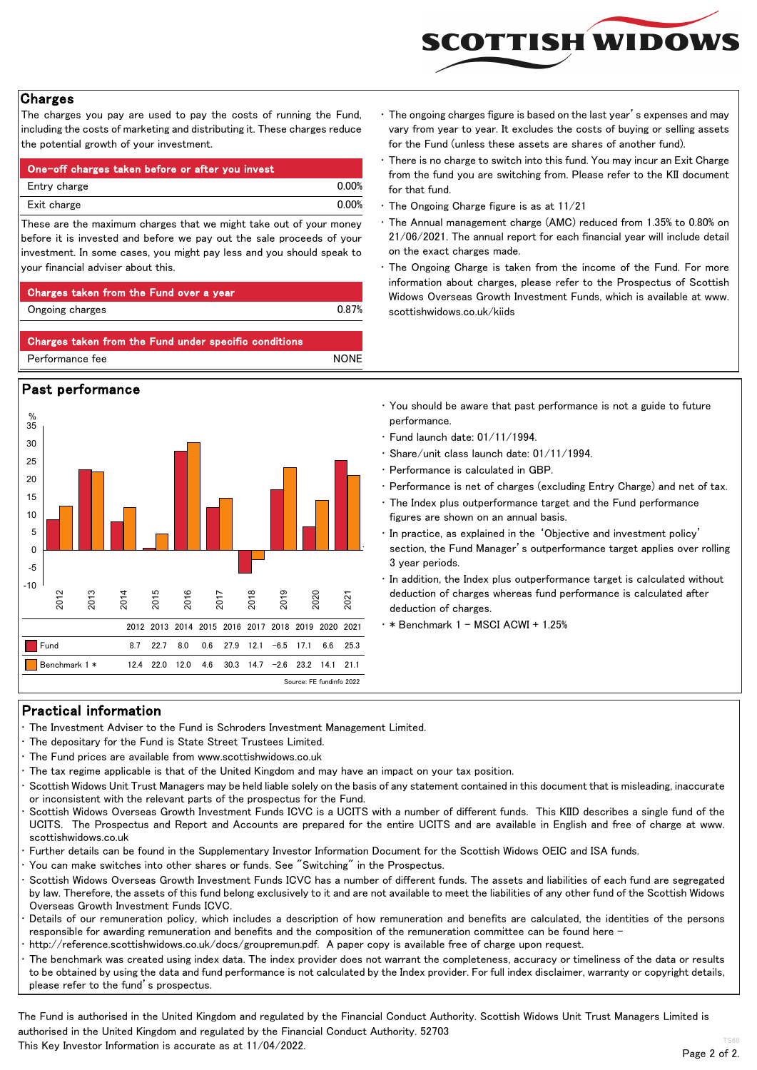## Charges

The charges you pay are used to pay the costs of running the Fund, including the costs of marketing and distributing it. These charges reduce the potential growth of your investment.

| One-off charges taken before or after you invest | |
|---|---|
| Entry charge | 0.00% |
| Exit charge | 0.00% |

These are the maximum charges that we might take out of your money before it is invested and before we pay out the sale proceeds of your investment. In some cases, you might pay less and you should speak to your financial adviser about this.

| Charges taken from the Fund over a year | |
|---|---|
| Ongoing charges | 0.87% |

| Charges taken from the Fund under specific conditions | |
|---|---|
| Performance fee | NONE |

- The ongoing charges figure is based on the last year's expenses and may vary from year to year. It excludes the costs of buying or selling assets for the Fund (unless these assets are shares of another fund).
- There is no charge to switch into this fund. You may incur an Exit Charge from the fund you are switching from. Please refer to the KII document for that fund.
- The Ongoing Charge figure is as at 11/21
- The Annual management charge (AMC) reduced from 1.35% to 0.80% on 21/06/2021. The annual report for each financial year will include detail on the exact charges made.
- The Ongoing Charge is taken from the income of the Fund. For more information about charges, please refer to the Prospectus of Scottish Widows Overseas Growth Investment Funds, which is available at www.scottishwidows.co.uk/kiids

## Past performance

%
35
30
25
20
15
10
5
0
-5
-10
2012 2013 2014 2015 2016 2017 2018 2019 2020 2021

| | 2012 | 2013 | 2014 | 2015 | 2016 | 2017 | 2018 | 2019 | 2020 | 2021 |
|---|---|---|---|---|---|---|---|---|---|---|
| Fund | 8.7 | 22.7 | 8.0 | 0.6 | 27.9 | 12.1 | −6.5 | 17.1 | 6.6 | 25.3 |
| Benchmark 1 * | 12.4 | 22.0 | 12.0 | 4.6 | 30.3 | 14.7 | −2.6 | 23.2 | 14.1 | 21.1 |

Source: FE fundinfo 2022

- You should be aware that past performance is not a guide to future performance.
- Fund launch date: 01/11/1994.
- Share/unit class launch date: 01/11/1994.
- Performance is calculated in GBP.
- Performance is net of charges (excluding Entry Charge) and net of tax.
- The Index plus outperformance target and the Fund performance figures are shown on an annual basis.
- In practice, as explained in the 'Objective and investment policy' section, the Fund Manager's outperformance target applies over rolling 3 year periods.
- In addition, the Index plus outperformance target is calculated without deduction of charges whereas fund performance is calculated after deduction of charges.
- * Benchmark 1 – MSCI ACWI + 1.25%

## Practical information

- The Investment Adviser to the Fund is Schroders Investment Management Limited.
- The depositary for the Fund is State Street Trustees Limited.
- The Fund prices are available from www.scottishwidows.co.uk
- The tax regime applicable is that of the United Kingdom and may have an impact on your tax position.
- Scottish Widows Unit Trust Managers may be held liable solely on the basis of any statement contained in this document that is misleading, inaccurate or inconsistent with the relevant parts of the prospectus for the Fund.
- Scottish Widows Overseas Growth Investment Funds ICVC is a UCITS with a number of different funds. This KIID describes a single fund of the UCITS. The Prospectus and Report and Accounts are prepared for the entire UCITS and are available in English and free of charge at www.scottishwidows.co.uk
- Further details can be found in the Supplementary Investor Information Document for the Scottish Widows OEIC and ISA funds.
- You can make switches into other shares or funds. See "Switching" in the Prospectus.
- Scottish Widows Overseas Growth Investment Funds ICVC has a number of different funds. The assets and liabilities of each fund are segregated by law. Therefore, the assets of this fund belong exclusively to it and are not available to meet the liabilities of any other fund of the Scottish Widows Overseas Growth Investment Funds ICVC.
- Details of our remuneration policy, which includes a description of how remuneration and benefits are calculated, the identities of the persons responsible for awarding remuneration and benefits and the composition of the remuneration committee can be found here –
- http://reference.scottishwidows.co.uk/docs/grouprem un.pdf. A paper copy is available free of charge upon request.
- The benchmark was created using index data. The index provider does not warrant the completeness, accuracy or timeliness of the data or results to be obtained by using the data and fund performance is not calculated by the Index provider. For full index disclaimer, warranty or copyright details, please refer to the fund's prospectus.

The Fund is authorised in the United Kingdom and regulated by the Financial Conduct Authority. Scottish Widows Unit Trust Managers Limited is authorised in the United Kingdom and regulated by the Financial Conduct Authority. 52703

This Key Investor Information is accurate as at 11/04/2022.